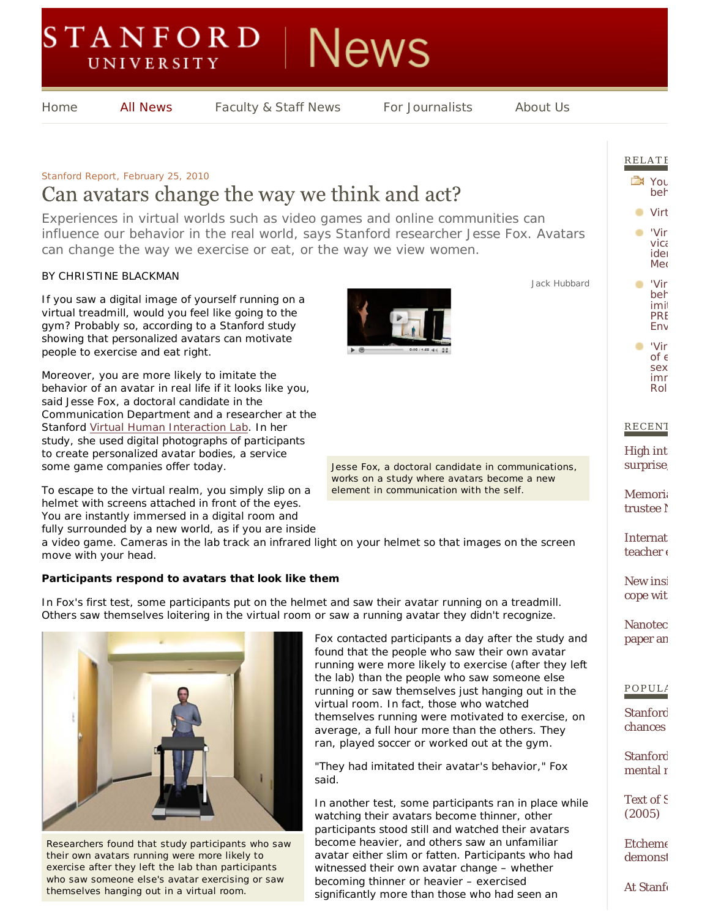Stanford Report, February 25, 2010

# Can avatars change the way we think and act?

Experiences in virtual worlds such as video games and online communities can influence our behavior in the real world, says Stanford researcher Jesse Fox. Avatars can change the way we exercise or eat, or the way we view women.

BY CHRISTINE BLACKMAN

If you saw a digital image of yourself running on a virtual treadmill, would you feel like going to the gym? Probably so, according to a Stanford study showing that personalized avatars can motivate people to exercise and eat right.

Moreover, you are more likely to imitate the behavior of an avatar in real life if it looks like you, said Jesse Fox, a doctoral candidate in the Communication Department and a researcher at the Stanford Virtual Human Interaction Lab. In her study, she used digital photographs of participants to create personalized avatar bodies, a service some game companies offer today.

Jack Hubbard

Jesse Fox, a doctoral candidate in communications, works on a study where avatars become a new element in communication with the self.

To escape to the virtual realm, you simply slip on a helmet with screens attached in front of the eyes. You are instantly immersed in a digital room and fully surrounded by a new world, as if you are inside a video game. Cameras in the lab track an infrared light on your helmet so that images on the screen move with your head.

**Participants respond to avatars that look like them**

In Fox's first test, some participants put on the helmet and saw their avatar running on a treadmill. Others saw themselves loitering in the virtual room or saw a running avatar they didn't recognize.

Researchers found that study participants who saw their own avatars running were more likely to exercise after they left the lab than participants who saw someone else's avatar exercising or saw themselves hanging out in a virtual room.

Fox contacted participants a day after the study and found that the people who saw their own avatar running were more likely to exercise (after they left the lab) than the people who saw someone else running or saw themselves just hanging out in the virtual room. In fact, those who watched themselves running were motivated to exercise, on average, a full hour more than the others. They ran, played soccer or worked out at the gym.

"They had imitated their avatar's behavior," Fox said.

In another test, some participants ran in place while watching their avatars become thinner, other participants stood still and watched their avatars become heavier, and others saw an unfamiliar avatar either slim or fatten. Participants who had witnessed their own avatar change – whether becoming thinner or heavier – exercised significantly more than those who had seen an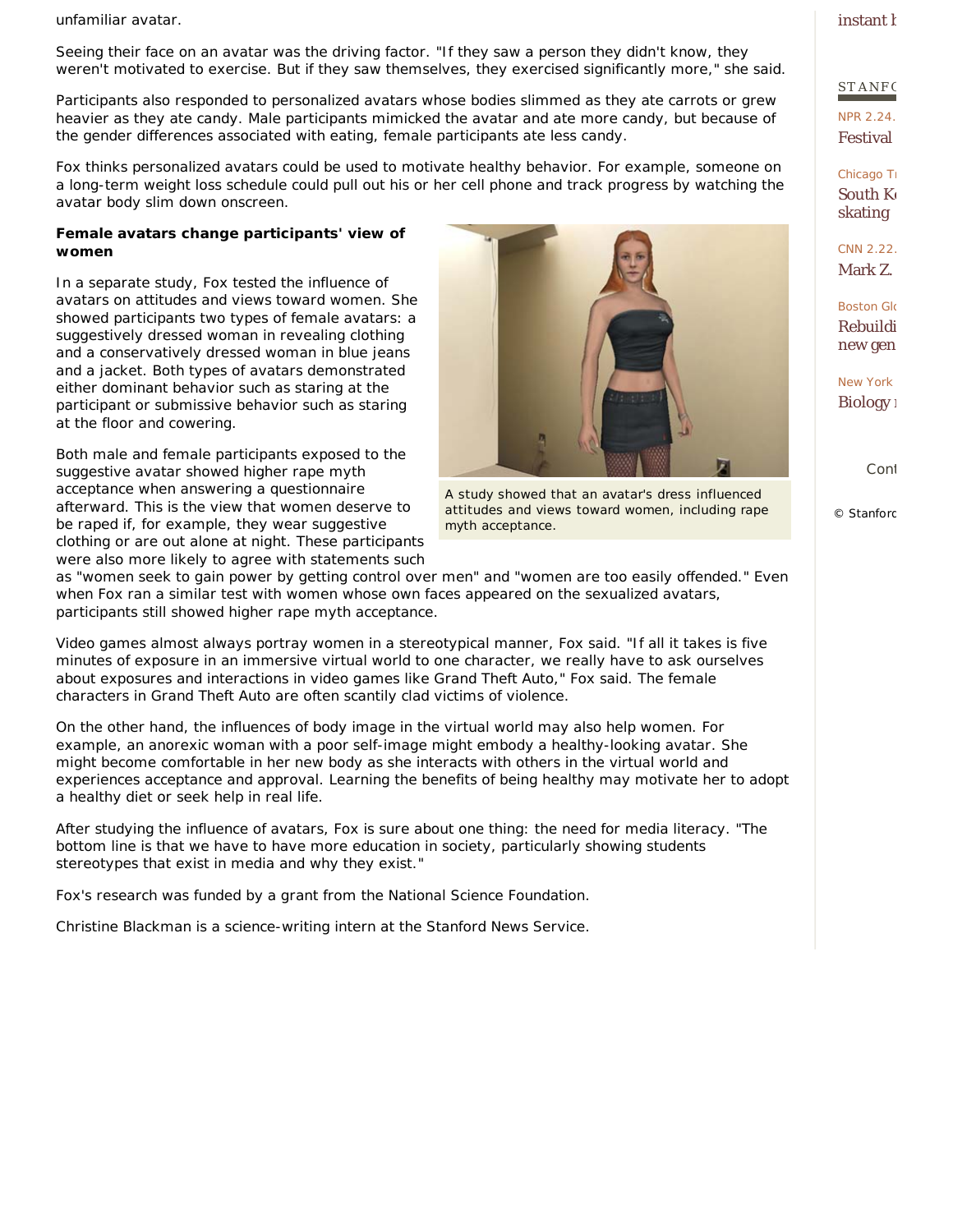unfamiliar avatar.

Seeing their face on an avatar was the driving factor. "If they saw a person they didn't know, they weren't motivated to exercise. But if they saw themselves, they exercised significantly more," she said.

Participants also responded to personalized avatars whose bodies slimmed as they ate carrots or grew heavier as they ate candy. Male participants mimicked the avatar and ate more candy, but because of the gender differences associated with eating, female participants ate less candy.

Fox thinks personalized avatars could be used to motivate healthy behavior. For example, someone on a long-term weight loss schedule could pull out his or her cell phone and track progress by watching the avatar body slim down onscreen.

**Female avatars change participants' view of women**

In a separate study, Fox tested the influence of avatars on attitudes and views toward women. She showed participants two types of female avatars: a suggestively dressed woman in revealing clothing and a conservatively dressed woman in blue jeans and a jacket. Both types of avatars demonstrated either dominant behavior such as staring at the participant or submissive behavior such as staring at the floor and cowering.

A study showed that an avatar's dress influenced attitudes and views toward women, including rape myth acceptance.

Both male and female participants exposed to the suggestive avatar showed higher rape myth acceptance when answering a questionnaire afterward. This is the view that women deserve to be raped if, for example, they wear suggestive clothing or are out alone at night. These participants were also more likely to agree with statements such as "women seek to gain power by getting control over men" and "women are too easily offended." Even when Fox ran a similar test with women whose own faces appeared on the sexualized avatars, participants still showed higher rape myth acceptance.

Video games almost always portray women in a stereotypical manner, Fox said. "If all it takes is five minutes of exposure in an immersive virtual world to one character, we really have to ask ourselves about exposures and interactions in video games like Grand Theft Auto," Fox said. The female characters in Grand Theft Auto are often scantily clad victims of violence.

On the other hand, the influences of body image in the virtual world may also help women. For example, an anorexic woman with a poor self-image might embody a healthy-looking avatar. She might become comfortable in her new body as she interacts with others in the virtual world and experiences acceptance and approval. Learning the benefits of being healthy may motivate her to adopt a healthy diet or seek help in real life.

After studying the influence of avatars, Fox is sure about one thing: the need for media literacy. "The bottom line is that we have to have more education in society, particularly showing students stereotypes that exist in media and why they exist."

Fox's research was funded by a grant from the National Science Foundation.

Christine Blackman is a science-writing intern at the Stanford News Service.